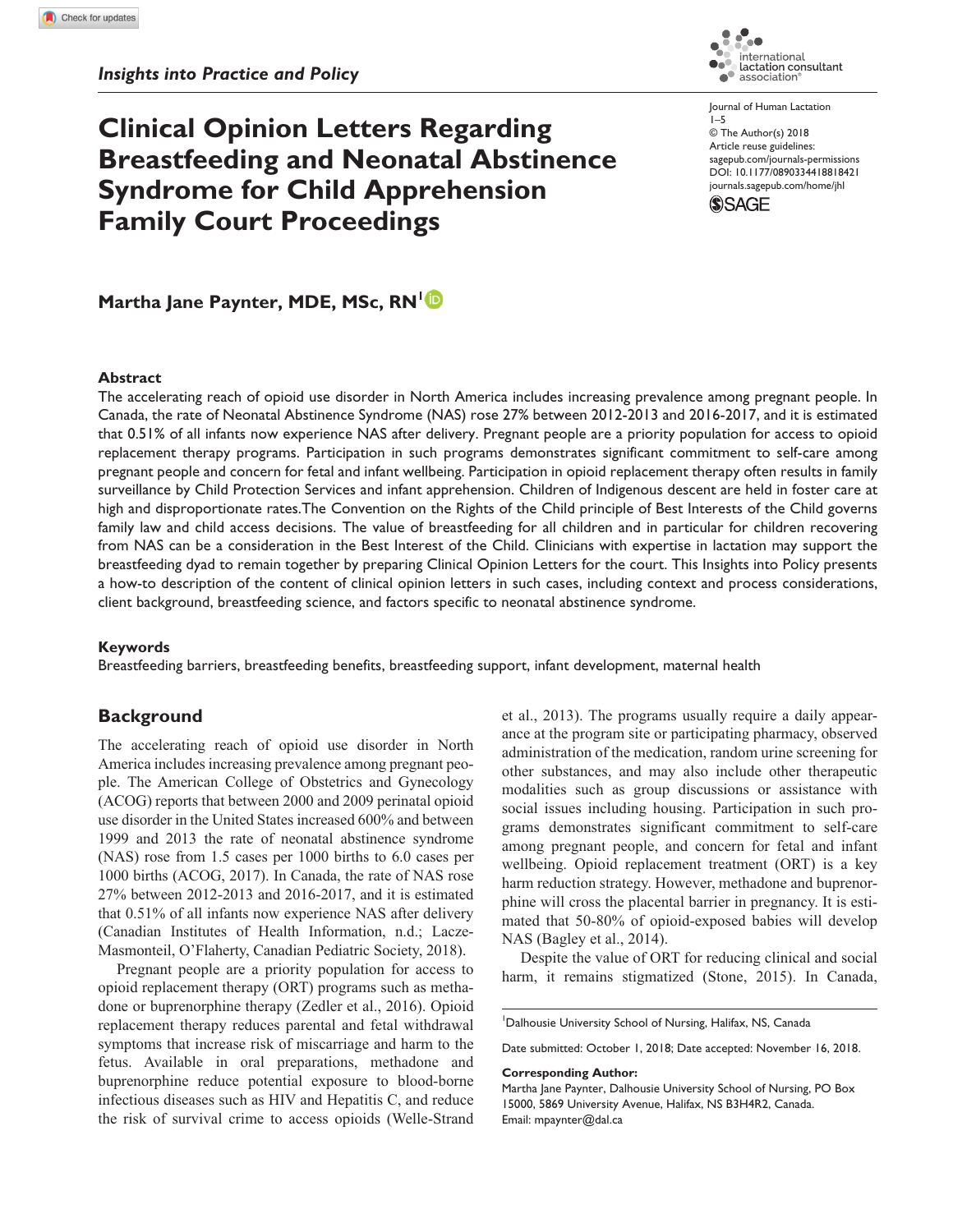*Insights into Practice and Policy*

# Clinical Opinion Letters Regarding Breastfeeding and Neonatal Abstinence Syndrome for Child Apprehension Family Court Proceedings

Journal of Human Lactation
© The Author(s) 2018
Article reuse guidelines: sagepub.com/journals-permissions
DOI: 10.1177/0890334418818421
journals.sagepub.com/home/jhl

**Martha Jane Paynter, MDE, MSc, RN**[1]

## Abstract

The accelerating reach of opioid use disorder in North America includes increasing prevalence among pregnant people. In Canada, the rate of Neonatal Abstinence Syndrome (NAS) rose 27% between 2012-2013 and 2016-2017, and it is estimated that 0.51% of all infants now experience NAS after delivery. Pregnant people are a priority population for access to opioid replacement therapy programs. Participation in such programs demonstrates significant commitment to self-care among pregnant people and concern for fetal and infant wellbeing. Participation in opioid replacement therapy often results in family surveillance by Child Protection Services and infant apprehension. Children of Indigenous descent are held in foster care at high and disproportionate rates.The Convention on the Rights of the Child principle of Best Interests of the Child governs family law and child access decisions. The value of breastfeeding for all children and in particular for children recovering from NAS can be a consideration in the Best Interest of the Child. Clinicians with expertise in lactation may support the breastfeeding dyad to remain together by preparing Clinical Opinion Letters for the court. This Insights into Policy presents a how-to description of the content of clinical opinion letters in such cases, including context and process considerations, client background, breastfeeding science, and factors specific to neonatal abstinence syndrome.

### Keywords

Breastfeeding barriers, breastfeeding benefits, breastfeeding support, infant development, maternal health

## Background

The accelerating reach of opioid use disorder in North America includes increasing prevalence among pregnant people. The American College of Obstetrics and Gynecology (ACOG) reports that between 2000 and 2009 perinatal opioid use disorder in the United States increased 600% and between 1999 and 2013 the rate of neonatal abstinence syndrome (NAS) rose from 1.5 cases per 1000 births to 6.0 cases per 1000 births (ACOG, 2017). In Canada, the rate of NAS rose 27% between 2012-2013 and 2016-2017, and it is estimated that 0.51% of all infants now experience NAS after delivery (Canadian Institutes of Health Information, n.d.; Lacze-Masmonteil, O'Flaherty, Canadian Pediatric Society, 2018).

Pregnant people are a priority population for access to opioid replacement therapy (ORT) programs such as methadone or buprenorphine therapy (Zedler et al., 2016). Opioid replacement therapy reduces parental and fetal withdrawal symptoms that increase risk of miscarriage and harm to the fetus. Available in oral preparations, methadone and buprenorphine reduce potential exposure to blood-borne infectious diseases such as HIV and Hepatitis C, and reduce the risk of survival crime to access opioids (Welle-Strand et al., 2013). The programs usually require a daily appearance at the program site or participating pharmacy, observed administration of the medication, random urine screening for other substances, and may also include other therapeutic modalities such as group discussions or assistance with social issues including housing. Participation in such programs demonstrates significant commitment to self-care among pregnant people, and concern for fetal and infant wellbeing. Opioid replacement treatment (ORT) is a key harm reduction strategy. However, methadone and buprenorphine will cross the placental barrier in pregnancy. It is estimated that 50-80% of opioid-exposed babies will develop NAS (Bagley et al., 2014).

Despite the value of ORT for reducing clinical and social harm, it remains stigmatized (Stone, 2015). In Canada,

[1]Dalhousie University School of Nursing, Halifax, NS, Canada

Date submitted: October 1, 2018; Date accepted: November 16, 2018.

**Corresponding Author:**
Martha Jane Paynter, Dalhousie University School of Nursing, PO Box 15000, 5869 University Avenue, Halifax, NS B3H4R2, Canada.
Email: mpaynter@dal.ca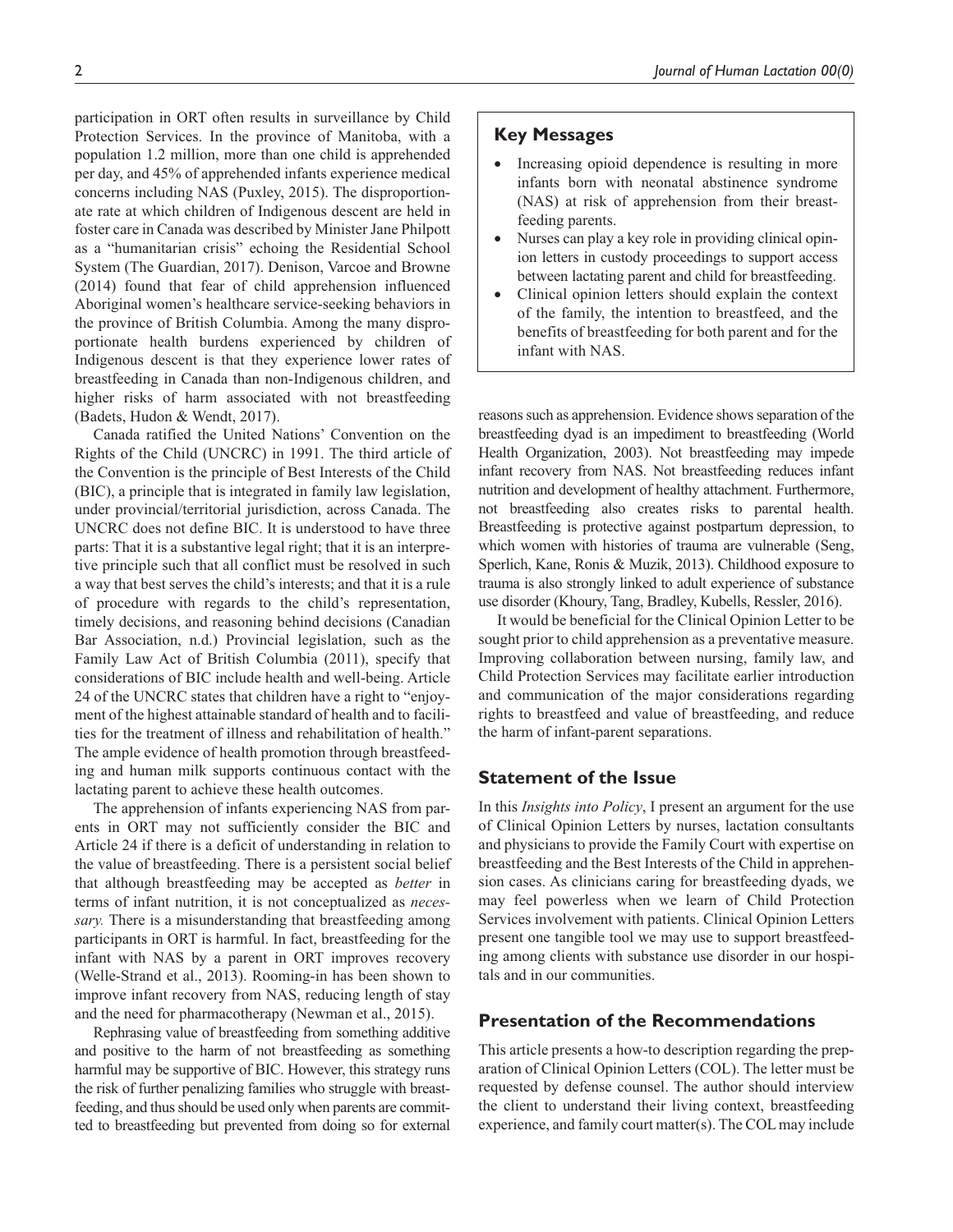participation in ORT often results in surveillance by Child Protection Services. In the province of Manitoba, with a population 1.2 million, more than one child is apprehended per day, and 45% of apprehended infants experience medical concerns including NAS (Puxley, 2015). The disproportionate rate at which children of Indigenous descent are held in foster care in Canada was described by Minister Jane Philpott as a "humanitarian crisis" echoing the Residential School System (The Guardian, 2017). Denison, Varcoe and Browne (2014) found that fear of child apprehension influenced Aboriginal women's healthcare service-seeking behaviors in the province of British Columbia. Among the many disproportionate health burdens experienced by children of Indigenous descent is that they experience lower rates of breastfeeding in Canada than non-Indigenous children, and higher risks of harm associated with not breastfeeding (Badets, Hudon & Wendt, 2017).

Canada ratified the United Nations' Convention on the Rights of the Child (UNCRC) in 1991. The third article of the Convention is the principle of Best Interests of the Child (BIC), a principle that is integrated in family law legislation, under provincial/territorial jurisdiction, across Canada. The UNCRC does not define BIC. It is understood to have three parts: That it is a substantive legal right; that it is an interpretive principle such that all conflict must be resolved in such a way that best serves the child's interests; and that it is a rule of procedure with regards to the child's representation, timely decisions, and reasoning behind decisions (Canadian Bar Association, n.d.) Provincial legislation, such as the Family Law Act of British Columbia (2011), specify that considerations of BIC include health and well-being. Article 24 of the UNCRC states that children have a right to "enjoyment of the highest attainable standard of health and to facilities for the treatment of illness and rehabilitation of health." The ample evidence of health promotion through breastfeeding and human milk supports continuous contact with the lactating parent to achieve these health outcomes.

The apprehension of infants experiencing NAS from parents in ORT may not sufficiently consider the BIC and Article 24 if there is a deficit of understanding in relation to the value of breastfeeding. There is a persistent social belief that although breastfeeding may be accepted as *better* in terms of infant nutrition, it is not conceptualized as *necessary.* There is a misunderstanding that breastfeeding among participants in ORT is harmful. In fact, breastfeeding for the infant with NAS by a parent in ORT improves recovery (Welle-Strand et al., 2013). Rooming-in has been shown to improve infant recovery from NAS, reducing length of stay and the need for pharmacotherapy (Newman et al., 2015).

Rephrasing value of breastfeeding from something additive and positive to the harm of not breastfeeding as something harmful may be supportive of BIC. However, this strategy runs the risk of further penalizing families when struggle with breastfeeding, and thus should be used only when parents are committed to breastfeeding but prevented from doing so for external reasons such as apprehension. Evidence shows separation of the breastfeeding dyad is an impediment to breastfeeding (World Health Organization, 2003). Not breastfeeding may impede infant recovery from NAS. Not breastfeeding reduces infant nutrition and development of healthy attachment. Furthermore, not breastfeeding also creates risks to parental health. Breastfeeding is protective against postpartum depression, to which women with histories of trauma are vulnerable (Seng, Sperlich, Kane, Ronis & Muzik, 2013). Childhood exposure to trauma is also strongly linked to adult experience of substance use disorder (Khoury, Tang, Bradley, Kubells, Ressler, 2016).

It would be beneficial for the Clinical Opinion Letter to be sought prior to child apprehension as a preventative measure. Improving collaboration between nursing, family law, and Child Protection Services may facilitate earlier introduction and communication of the major considerations regarding rights to breastfeed and value of breastfeeding, and reduce the harm of infant-parent separations.

## Key Messages

- Increasing opioid dependence is resulting in more infants born with neonatal abstinence syndrome (NAS) at risk of apprehension from their breastfeeding parents.
- Nurses can play a key role in providing clinical opinion letters in custody proceedings to support access between lactating parent and child for breastfeeding.
- Clinical opinion letters should explain the context of the family, the intention to breastfeed, and the benefits of breastfeeding for both parent and for the infant with NAS.

## Statement of the Issue

In this *Insights into Policy*, I present an argument for the use of Clinical Opinion Letters by nurses, lactation consultants and physicians to provide the Family Court with expertise on breastfeeding and the Best Interests of the Child in apprehension cases. As clinicians caring for breastfeeding dyads, we may feel powerless when we learn of Child Protection Services involvement with patients. Clinical Opinion Letters present one tangible tool we may use to support breastfeeding among clients with substance use disorder in our hospitals and in our communities.

## Presentation of the Recommendations

This article presents a how-to description regarding the preparation of Clinical Opinion Letters (COL). The letter must be requested by defense counsel. The author should interview the client to understand their living context, breastfeeding experience, and family court matter(s). The COL may include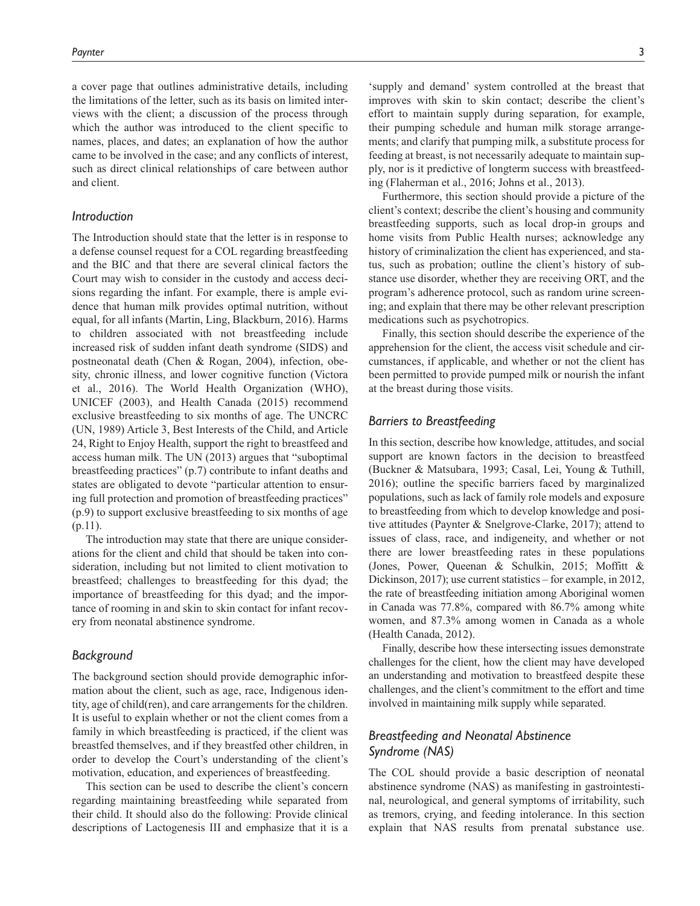a cover page that outlines administrative details, including the limitations of the letter, such as its basis on limited interviews with the client; a discussion of the process through which the author was introduced to the client specific to names, places, and dates; an explanation of how the author came to be involved in the case; and any conflicts of interest, such as direct clinical relationships of care between author and client.

### *Introduction*

The Introduction should state that the letter is in response to a defense counsel request for a COL regarding breastfeeding and the BIC and that there are several clinical factors the Court may wish to consider in the custody and access decisions regarding the infant. For example, there is ample evidence that human milk provides optimal nutrition, without equal, for all infants (Martin, Ling, Blackburn, 2016). Harms to children associated with not breastfeeding include increased risk of sudden infant death syndrome (SIDS) and postneonatal death (Chen & Rogan, 2004), infection, obesity, chronic illness, and lower cognitive function (Victora et al., 2016). The World Health Organization (WHO), UNICEF (2003), and Health Canada (2015) recommend exclusive breastfeeding to six months of age. The UNCRC (UN, 1989) Article 3, Best Interests of the Child, and Article 24, Right to Enjoy Health, support the right to breastfeed and access human milk. The UN (2013) argues that "suboptimal breastfeeding practices" (p.7) contribute to infant deaths and states are obligated to devote "particular attention to ensuring full protection and promotion of breastfeeding practices" (p.9) to support exclusive breastfeeding to six months of age (p.11).

The introduction may state that there are unique considerations for the client and child that should be taken into consideration, including but not limited to client motivation to breastfeed; challenges to breastfeeding for this dyad; the importance of breastfeeding for this dyad; and the importance of rooming in and skin to skin contact for infant recovery from neonatal abstinence syndrome.

### *Background*

The background section should provide demographic information about the client, such as age, race, Indigenous identity, age of child(ren), and care arrangements for the children. It is useful to explain whether or not the client comes from a family in which breastfeeding is practiced, if the client was breastfed themselves, and if they breastfed other children, in order to develop the Court's understanding of the client's motivation, education, and experiences of breastfeeding.

This section can be used to describe the client's concern regarding maintaining breastfeeding while separated from their child. It should also do the following: Provide clinical descriptions of Lactogenesis III and emphasize that it is a 'supply and demand' system controlled at the breast that improves with skin to skin contact; describe the client's effort to maintain supply during separation, for example, their pumping schedule and human milk storage arrangements; and clarify that pumping milk, a substitute process for feeding at breast, is not necessarily adequate to maintain supply, nor is it predictive of longterm success with breastfeeding (Flaherman et al., 2016; Johns et al., 2013).

Furthermore, this section should provide a picture of the client's context; describe the client's housing and community breastfeeding supports, such as local drop-in groups and home visits from Public Health nurses; acknowledge any history of criminalization the client has experienced, and status, such as probation; outline the client's history of substance use disorder, whether they are receiving ORT, and the program's adherence protocol, such as random urine screening; and explain that there may be other relevant prescription medications such as psychotropics.

Finally, this section should describe the experience of the apprehension for the client, the access visit schedule and circumstances, if applicable, and whether or not the client has been permitted to provide pumped milk or nourish the infant at the breast during those visits.

### *Barriers to Breastfeeding*

In this section, describe how knowledge, attitudes, and social support are known factors in the decision to breastfeed (Buckner & Matsubara, 1993; Casal, Lei, Young & Tuthill, 2016); outline the specific barriers faced by marginalized populations, such as lack of family role models and exposure to breastfeeding from which to develop knowledge and positive attitudes (Paynter & Snelgrove-Clarke, 2017); attend to issues of class, race, and indigeneity, and whether or not there are lower breastfeeding rates in these populations (Jones, Power, Queenan & Schulkin, 2015; Moffitt & Dickinson, 2017); use current statistics – for example, in 2012, the rate of breastfeeding initiation among Aboriginal women in Canada was 77.8%, compared with 86.7% among white women, and 87.3% among women in Canada as a whole (Health Canada, 2012).

Finally, describe how these intersecting issues demonstrate challenges for the client, how the client may have developed an understanding and motivation to breastfeed despite these challenges, and the client's commitment to the effort and time involved in maintaining milk supply while separated.

### *Breastfeeding and Neonatal Abstinence Syndrome (NAS)*

The COL should provide a basic description of neonatal abstinence syndrome (NAS) as manifesting in gastrointestinal, neurological, and general symptoms of irritability, such as tremors, crying, and feeding intolerance. In this section explain that NAS results from prenatal substance use.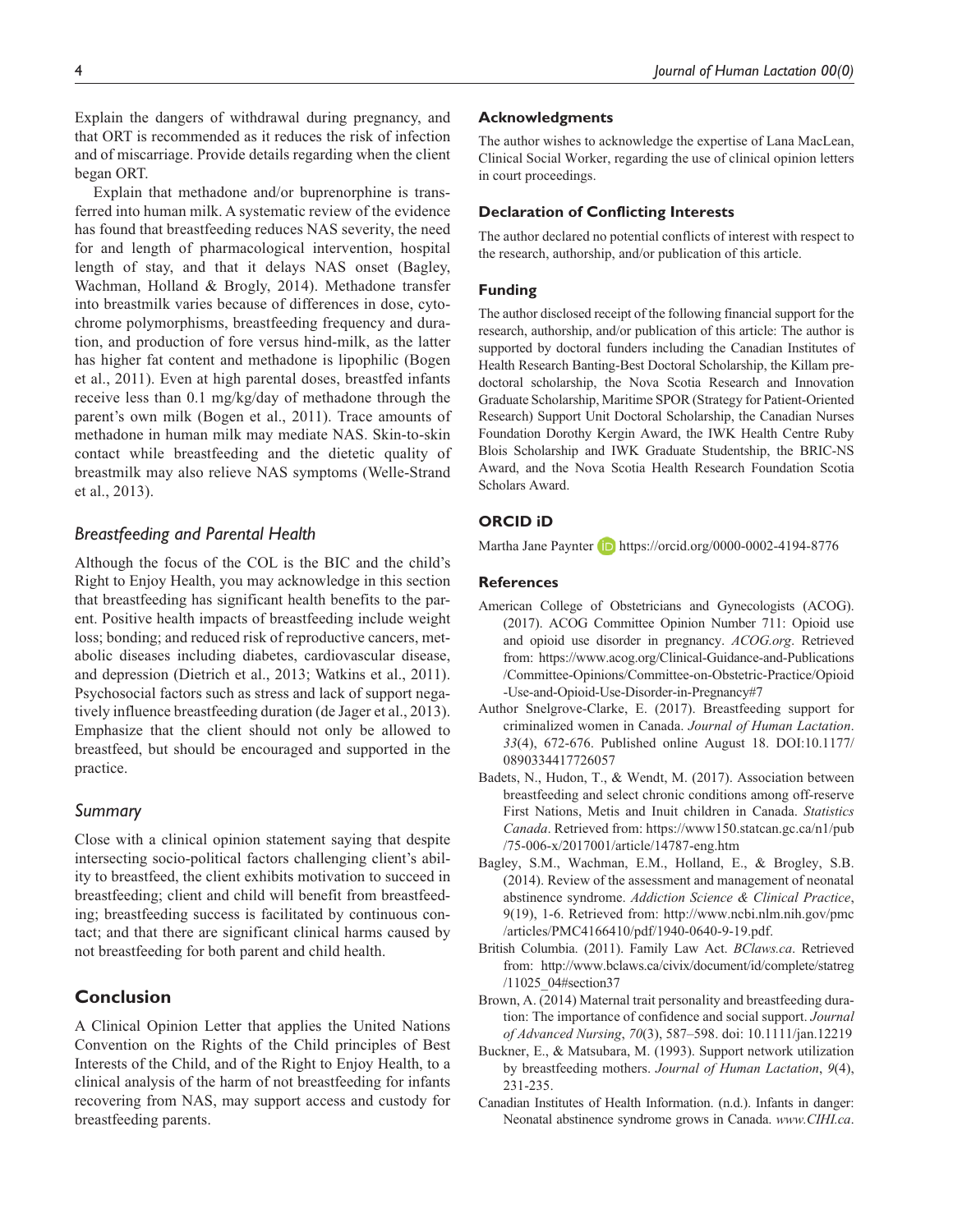Explain the dangers of withdrawal during pregnancy, and that ORT is recommended as it reduces the risk of infection and of miscarriage. Provide details regarding when the client began ORT.

Explain that methadone and/or buprenorphine is transferred into human milk. A systematic review of the evidence has found that breastfeeding reduces NAS severity, the need for and length of pharmacological intervention, hospital length of stay, and that it delays NAS onset (Bagley, Wachman, Holland & Brogly, 2014). Methadone transfer into breastmilk varies because of differences in dose, cytochrome polymorphisms, breastfeeding frequency and duration, and production of fore versus hind-milk, as the latter has higher fat content and methadone is lipophilic (Bogen et al., 2011). Even at high parental doses, breastfed infants receive less than 0.1 mg/kg/day of methadone through the parent's own milk (Bogen et al., 2011). Trace amounts of methadone in human milk may mediate NAS. Skin-to-skin contact while breastfeeding and the dietetic quality of breastmilk may also relieve NAS symptoms (Welle-Strand et al., 2013).

### *Breastfeeding and Parental Health*

Although the focus of the COL is the BIC and the child's Right to Enjoy Health, you may acknowledge in this section that breastfeeding has significant health benefits to the parent. Positive health impacts of breastfeeding include weight loss; bonding; and reduced risk of reproductive cancers, metabolic diseases including diabetes, cardiovascular disease, and depression (Dietrich et al., 2013; Watkins et al., 2011). Psychosocial factors such as stress and lack of support negatively influence breastfeeding duration (de Jager et al., 2013). Emphasize that the client should not only be allowed to breastfeed, but should be encouraged and supported in the practice.

### *Summary*

Close with a clinical opinion statement saying that despite intersecting socio-political factors challenging client's ability to breastfeed, the client exhibits motivation to succeed in breastfeeding; client and child will benefit from breastfeeding; breastfeeding success is facilitated by continuous contact; and that there are significant clinical harms caused by not breastfeeding for both parent and child health.

## Conclusion

A Clinical Opinion Letter that applies the United Nations Convention on the Rights of the Child principles of Best Interests of the Child, and of the Right to Enjoy Health, to a clinical analysis of the harm of not breastfeeding for infants recovering from NAS, may support access and custody for breastfeeding parents.

### Acknowledgments

The author wishes to acknowledge the expertise of Lana MacLean, Clinical Social Worker, regarding the use of clinical opinion letters in court proceedings.

### Declaration of Conflicting Interests

The author declared no potential conflicts of interest with respect to the research, authorship, and/or publication of this article.

### Funding

The author disclosed receipt of the following financial support for the research, authorship, and/or publication of this article: The author is supported by doctoral funders including the Canadian Institutes of Health Research Banting-Best Doctoral Scholarship, the Killam predoctoral scholarship, the Nova Scotia Research and Innovation Graduate Scholarship, Maritime SPOR (Strategy for Patient-Oriented Research) Support Unit Doctoral Scholarship, the Canadian Nurses Foundation Dorothy Kergin Award, the IWK Health Centre Ruby Blois Scholarship and IWK Graduate Studentship, the BRIC-NS Award, and the Nova Scotia Health Research Foundation Scotia Scholars Award.

### ORCID iD

Martha Jane Paynter https://orcid.org/0000-0002-4194-8776

### References

American College of Obstetricians and Gynecologists (ACOG). (2017). ACOG Committee Opinion Number 711: Opioid use and opioid use disorder in pregnancy. *ACOG.org*. Retrieved from: https://www.acog.org/Clinical-Guidance-and-Publications/Committee-Opinions/Committee-on-Obstetric-Practice/Opioid-Use-and-Opioid-Use-Disorder-in-Pregnancy#7

Author Snelgrove-Clarke, E. (2017). Breastfeeding support for criminalized women in Canada. *Journal of Human Lactation*. *33*(4), 672-676. Published online August 18. DOI:10.1177/0890334417726057

Badets, N., Hudon, T., & Wendt, M. (2017). Association between breastfeeding and select chronic conditions among off-reserve First Nations, Metis and Inuit children in Canada. *Statistics Canada*. Retrieved from: https://www150.statcan.gc.ca/n1/pub/75-006-x/2017001/article/14787-eng.htm

Bagley, S.M., Wachman, E.M., Holland, E., & Brogley, S.B. (2014). Review of the assessment and management of neonatal abstinence syndrome. *Addiction Science & Clinical Practice*, 9(19), 1-6. Retrieved from: http://www.ncbi.nlm.nih.gov/pmc/articles/PMC4166410/pdf/1940-0640-9-19.pdf.

British Columbia. (2011). Family Law Act. *BClaws.ca*. Retrieved from: http://www.bclaws.ca/civix/document/id/complete/statreg/11025_04#section37

Brown, A. (2014) Maternal trait personality and breastfeeding duration: The importance of confidence and social support. *Journal of Advanced Nursing*, *70*(3), 587–598. doi: 10.1111/jan.12219

Buckner, E., & Matsubara, M. (1993). Support network utilization by breastfeeding mothers. *Journal of Human Lactation*, *9*(4), 231-235.

Canadian Institutes of Health Information. (n.d.). Infants in danger: Neonatal abstinence syndrome grows in Canada. *www.CIHI.ca*.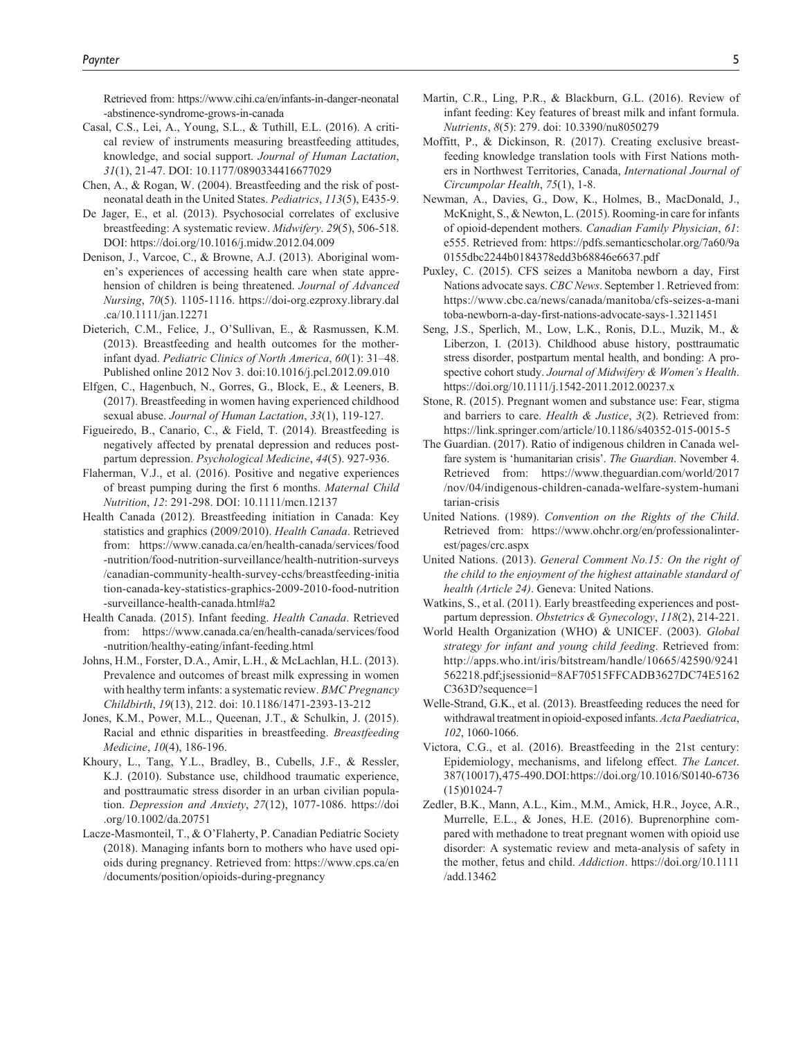Retrieved from: https://www.cihi.ca/en/infants-in-danger-neonatal-abstinence-syndrome-grows-in-canada

Casal, C.S., Lei, A., Young, S.L., & Tuthill, E.L. (2016). A critical review of instruments measuring breastfeeding attitudes, knowledge, and social support. *Journal of Human Lactation*, *31*(1), 21-47. DOI: 10.1177/0890334416677029

Chen, A., & Rogan, W. (2004). Breastfeeding and the risk of post-neonatal death in the United States. *Pediatrics*, *113*(5), E435-9.

De Jager, E., et al. (2013). Psychosocial correlates of exclusive breastfeeding: A systematic review. *Midwifery*. *29*(5), 506-518. DOI: https://doi.org/10.1016/j.midw.2012.04.009

Denison, J., Varcoe, C., & Browne, A.J. (2013). Aboriginal women's experiences of accessing health care when state apprehension of children is being threatened. *Journal of Advanced Nursing*, *70*(5). 1105-1116. https://doi-org.ezproxy.library.dal.ca/10.1111/jan.12271

Dieterich, C.M., Felice, J., O'Sullivan, E., & Rasmussen, K.M. (2013). Breastfeeding and health outcomes for the mother-infant dyad. *Pediatric Clinics of North America*, *60*(1): 31–48. Published online 2012 Nov 3. doi:10.1016/j.pcl.2012.09.010

Elfgen, C., Hagenbuch, N., Gorres, G., Block, E., & Leeners, B. (2017). Breastfeeding in women having experienced childhood sexual abuse. *Journal of Human Lactation*, *33*(1), 119-127.

Figueiredo, B., Canario, C., & Field, T. (2014). Breastfeeding is negatively affected by prenatal depression and reduces postpartum depression. *Psychological Medicine*, *44*(5). 927-936.

Flaherman, V.J., et al. (2016). Positive and negative experiences of breast pumping during the first 6 months. *Maternal Child Nutrition*, *12*: 291-298. DOI: 10.1111/mcn.12137

Health Canada (2012). Breastfeeding initiation in Canada: Key statistics and graphics (2009/2010). *Health Canada*. Retrieved from: https://www.canada.ca/en/health-canada/services/food-nutrition/food-nutrition-surveillance/health-nutrition-surveys/canadian-community-health-survey-cchs/breastfeeding-initiation-canada-key-statistics-graphics-2009-2010-food-nutrition-surveillance-health-canada.html#a2

Health Canada. (2015). Infant feeding. *Health Canada*. Retrieved from: https://www.canada.ca/en/health-canada/services/food-nutrition/healthy-eating/infant-feeding.html

Johns, H.M., Forster, D.A., Amir, L.H., & McLachlan, H.L. (2013). Prevalence and outcomes of breast milk expressing in women with healthy term infants: a systematic review. *BMC Pregnancy Childbirth*, *19*(13), 212. doi: 10.1186/1471-2393-13-212

Jones, K.M., Power, M.L., Queenan, J.T., & Schulkin, J. (2015). Racial and ethnic disparities in breastfeeding. *Breastfeeding Medicine*, *10*(4), 186-196.

Khoury, L., Tang, Y.L., Bradley, B., Cubells, J.F., & Ressler, K.J. (2010). Substance use, childhood traumatic experience, and posttraumatic stress disorder in an urban civilian population. *Depression and Anxiety*, *27*(12), 1077-1086. https://doi.org/10.1002/da.20751

Lacze-Masmonteil, T., & O'Flaherty, P. Canadian Pediatric Society (2018). Managing infants born to mothers who have used opioids during pregnancy. Retrieved from: https://www.cps.ca/en/documents/position/opioids-during-pregnancy

Martin, C.R., Ling, P.R., & Blackburn, G.L. (2016). Review of infant feeding: Key features of breast milk and infant formula. *Nutrients*, *8*(5): 279. doi: 10.3390/nu8050279

Moffitt, P., & Dickinson, R. (2017). Creating exclusive breastfeeding knowledge translation tools with First Nations mothers in Northwest Territories, Canada, *International Journal of Circumpolar Health*, *75*(1), 1-8.

Newman, A., Davies, G., Dow, K., Holmes, B., MacDonald, J., McKnight, S., & Newton, L. (2015). Rooming-in care for infants of opioid-dependent mothers. *Canadian Family Physician*, *61*: e555. Retrieved from: https://pdfs.semanticscholar.org/7a60/9a0155dbc2244b0184378edd3b68846e6637.pdf

Puxley, C. (2015). CFS seizes a Manitoba newborn a day, First Nations advocate says. *CBC News*. September 1. Retrieved from: https://www.cbc.ca/news/canada/manitoba/cfs-seizes-a-manitoba-newborn-a-day-first-nations-advocate-says-1.3211451

Seng, J.S., Sperlich, M., Low, L.K., Ronis, D.L., Muzik, M., & Liberzon, I. (2013). Childhood abuse history, posttraumatic stress disorder, postpartum mental health, and bonding: A prospective cohort study. *Journal of Midwifery & Women's Health*. https://doi.org/10.1111/j.1542-2011.2012.00237.x

Stone, R. (2015). Pregnant women and substance use: Fear, stigma and barriers to care. *Health & Justice*, *3*(2). Retrieved from: https://link.springer.com/article/10.1186/s40352-015-0015-5

The Guardian. (2017). Ratio of indigenous children in Canada welfare system is 'humanitarian crisis'. *The Guardian*. November 4. Retrieved from: https://www.theguardian.com/world/2017/nov/04/indigenous-children-canada-welfare-system-humanitarian-crisis

United Nations. (1989). *Convention on the Rights of the Child*. Retrieved from: https://www.ohchr.org/en/professionalinterest/pages/crc.aspx

United Nations. (2013). *General Comment No.15: On the right of the child to the enjoyment of the highest attainable standard of health (Article 24)*. Geneva: United Nations.

Watkins, S., et al. (2011). Early breastfeeding experiences and postpartum depression. *Obstetrics & Gynecology*, *118*(2), 214-221.

World Health Organization (WHO) & UNICEF. (2003). *Global strategy for infant and young child feeding*. Retrieved from: http://apps.who.int/iris/bitstream/handle/10665/42590/9241562218.pdf;jsessionid=8AF70515FFCADB3627DC74E5162C363D?sequence=1

Welle-Strand, G.K., et al. (2013). Breastfeeding reduces the need for withdrawal treatment in opioid-exposed infants. *Acta Paediatrica*, *102*, 1060-1066.

Victora, C.G., et al. (2016). Breastfeeding in the 21st century: Epidemiology, mechanisms, and lifelong effect. *The Lancet*. 387(10017), 475-490. DOI: https://doi.org/10.1016/S0140-6736(15)01024-7

Zedler, B.K., Mann, A.L., Kim., M.M., Amick, H.R., Joyce, A.R., Murrelle, E.L., & Jones, H.E. (2016). Buprenorphine compared with methadone to treat pregnant women with opioid use disorder: A systematic review and meta-analysis of safety in the mother, fetus and child. *Addiction*. https://doi.org/10.1111/add.13462